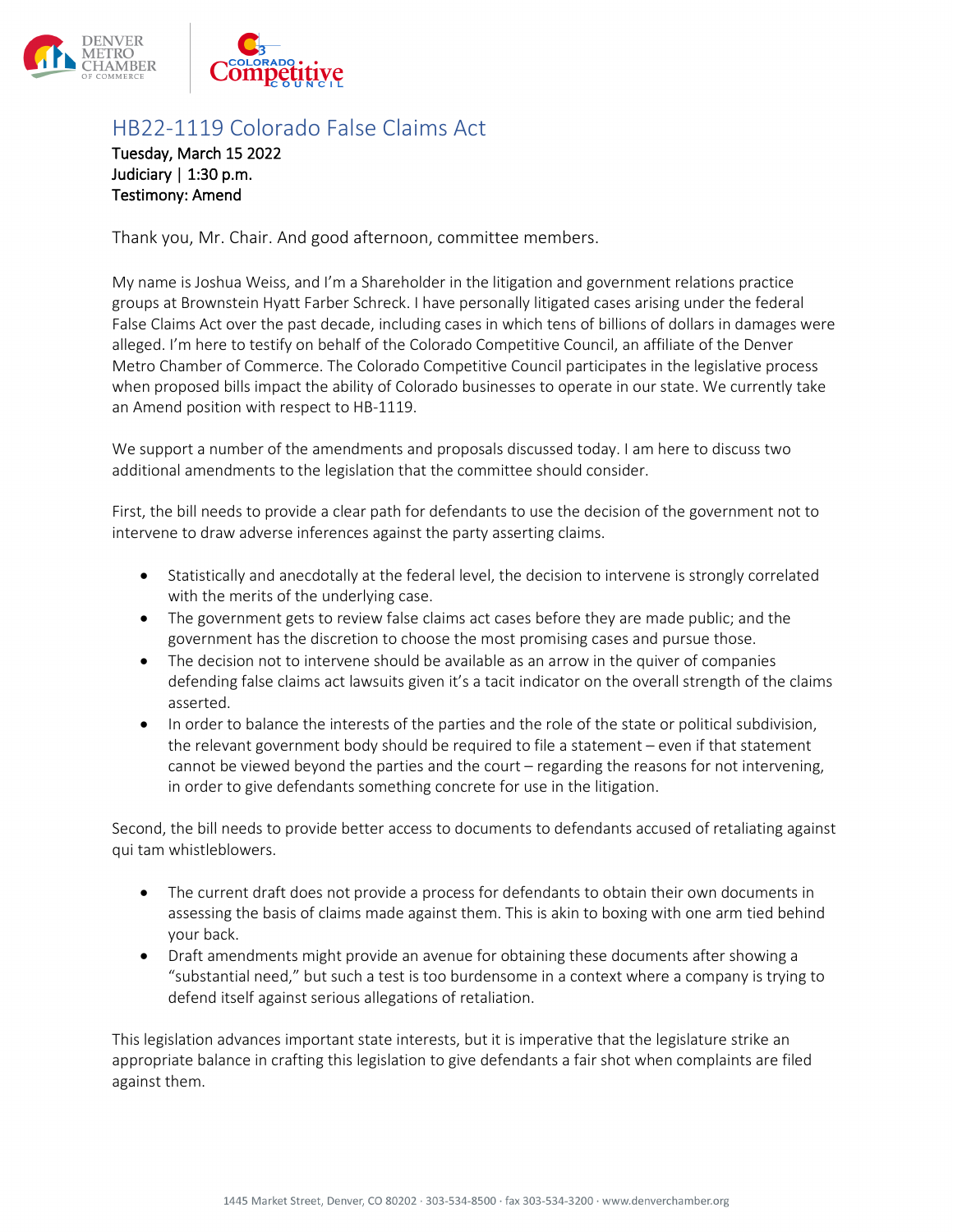# HB22-1119 Colorado False Claims Act

**Tuesday, March 15 2022**
**Judiciary | 1:30 p.m.**
**Testimony: Amend**

Thank you, Mr. Chair. And good afternoon, committee members.

My name is Joshua Weiss, and I'm a Shareholder in the litigation and government relations practice groups at Brownstein Hyatt Farber Schreck. I have personally litigated cases arising under the federal False Claims Act over the past decade, including cases in which tens of billions of dollars in damages were alleged. I'm here to testify on behalf of the Colorado Competitive Council, an affiliate of the Denver Metro Chamber of Commerce. The Colorado Competitive Council participates in the legislative process when proposed bills impact the ability of Colorado businesses to operate in our state. We currently take an Amend position with respect to HB-1119.

We support a number of the amendments and proposals discussed today. I am here to discuss two additional amendments to the legislation that the committee should consider.

First, the bill needs to provide a clear path for defendants to use the decision of the government not to intervene to draw adverse inferences against the party asserting claims.

- Statistically and anecdotally at the federal level, the decision to intervene is strongly correlated with the merits of the underlying case.
- The government gets to review false claims act cases before they are made public; and the government has the discretion to choose the most promising cases and pursue those.
- The decision not to intervene should be available as an arrow in the quiver of companies defending false claims act lawsuits given it's a tacit indicator on the overall strength of the claims asserted.
- In order to balance the interests of the parties and the role of the state or political subdivision, the relevant government body should be required to file a statement – even if that statement cannot be viewed beyond the parties and the court – regarding the reasons for not intervening, in order to give defendants something concrete for use in the litigation.

Second, the bill needs to provide better access to documents to defendants accused of retaliating against qui tam whistleblowers.

- The current draft does not provide a process for defendants to obtain their own documents in assessing the basis of claims made against them. This is akin to boxing with one arm tied behind your back.
- Draft amendments might provide an avenue for obtaining these documents after showing a "substantial need," but such a test is too burdensome in a context where a company is trying to defend itself against serious allegations of retaliation.

This legislation advances important state interests, but it is imperative that the legislature strike an appropriate balance in crafting this legislation to give defendants a fair shot when complaints are filed against them.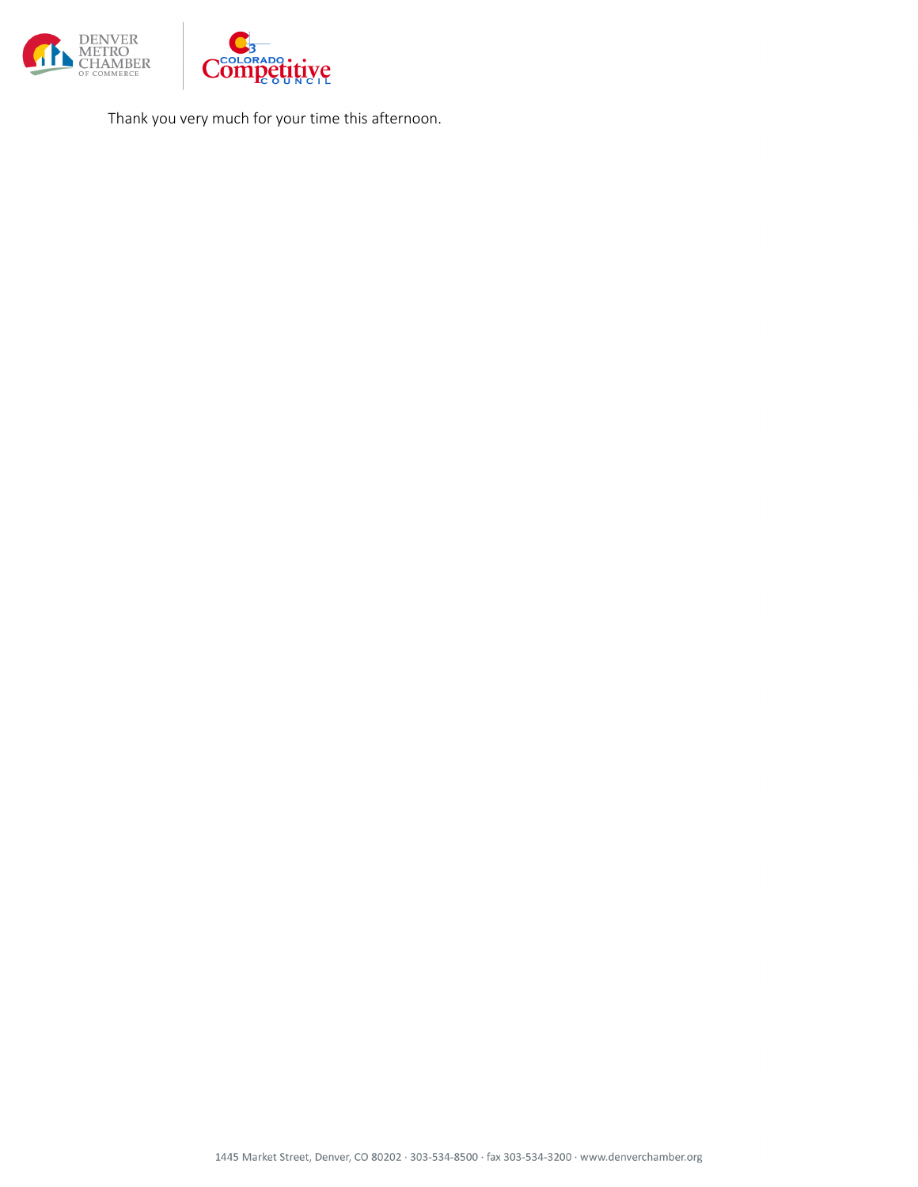Thank you very much for your time this afternoon.